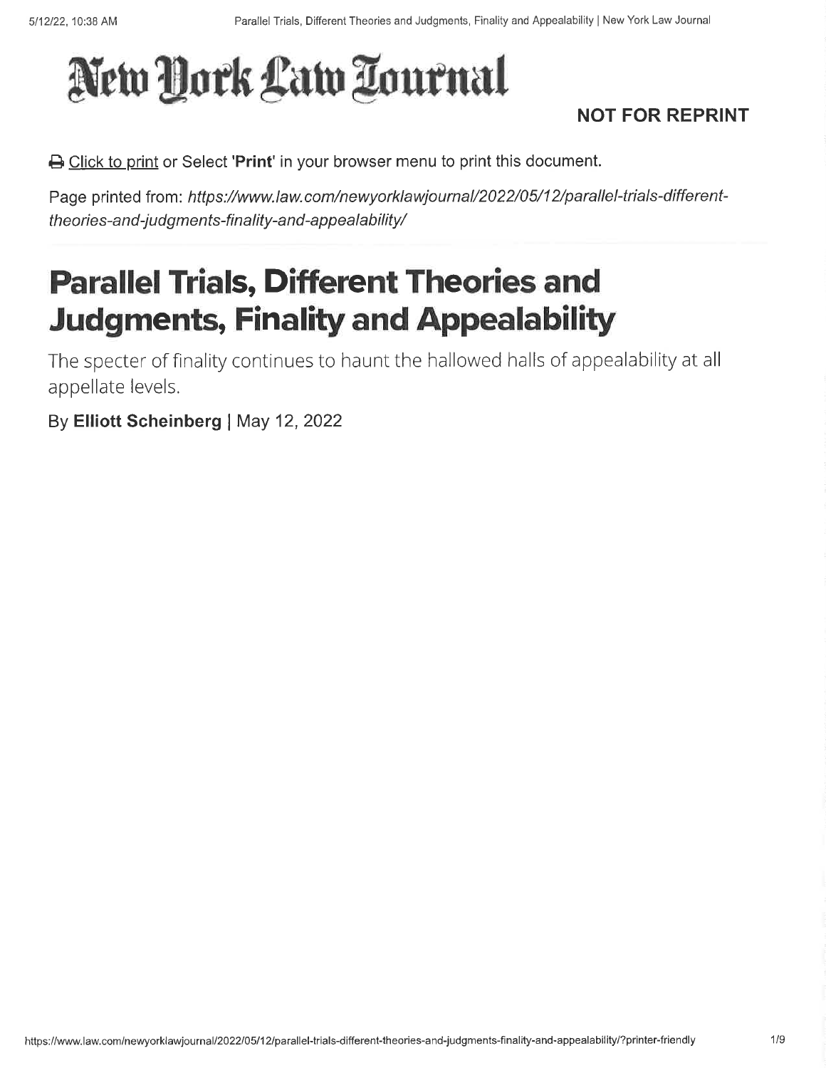# New York Law Journal

**NOT FOR REPRINT**

Click to print or Select '**Print**' in your browser menu to print this document.

Page printed from: *https://www.law.com/newyorklawjournal/2022/05/12/parallel-trials-different-theories-and-judgments-finality-and-appealability/*

# Parallel Trials, Different Theories and Judgments, Finality and Appealability

The specter of finality continues to haunt the hallowed halls of appealability at all appellate levels.

By **Elliott Scheinberg** | May 12, 2022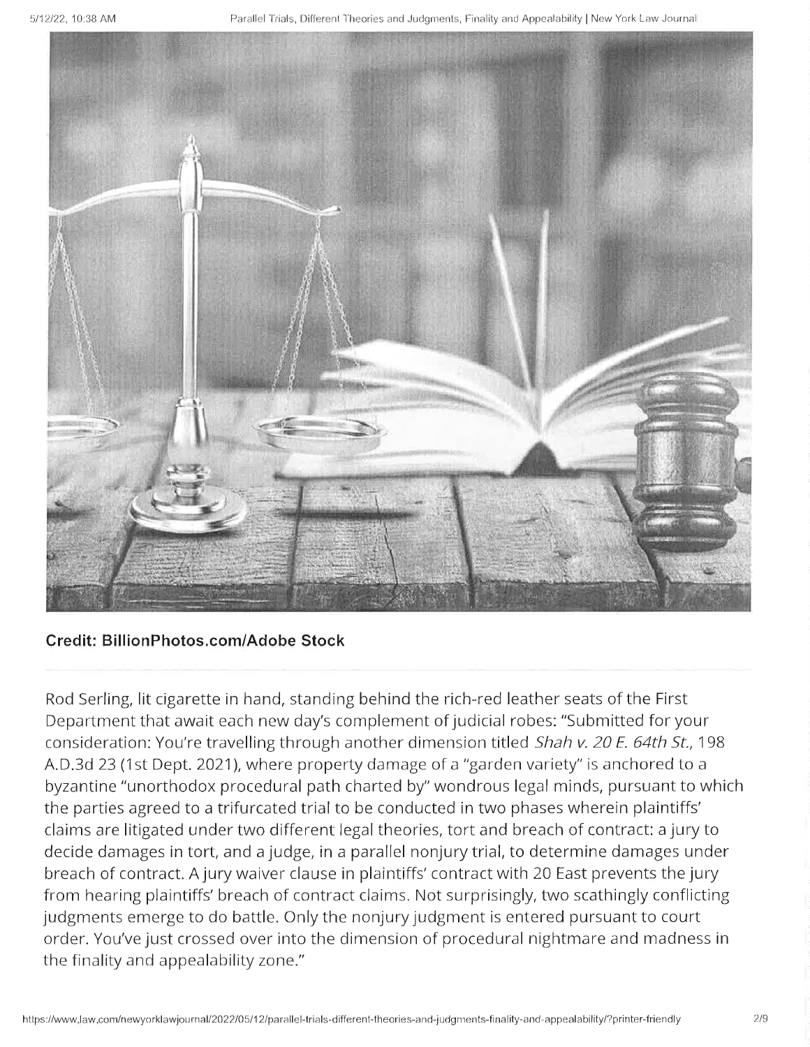**Credit: BillionPhotos.com/Adobe Stock**

Rod Serling, lit cigarette in hand, standing behind the rich-red leather seats of the First Department that await each new day's complement of judicial robes: "Submitted for your consideration: You're travelling through another dimension titled *Shah v. 20 E. 64th St.*, 198 A.D.3d 23 (1st Dept. 2021), where property damage of a "garden variety" is anchored to a byzantine "unorthodox procedural path charted by" wondrous legal minds, pursuant to which the parties agreed to a trifurcated trial to be conducted in two phases wherein plaintiffs' claims are litigated under two different legal theories, tort and breach of contract: a jury to decide damages in tort, and a judge, in a parallel nonjury trial, to determine damages under breach of contract. A jury waiver clause in plaintiffs' contract with 20 East prevents the jury from hearing plaintiffs' breach of contract claims. Not surprisingly, two scathingly conflicting judgments emerge to do battle. Only the nonjury judgment is entered pursuant to court order. You've just crossed over into the dimension of procedural nightmare and madness in the finality and appealability zone."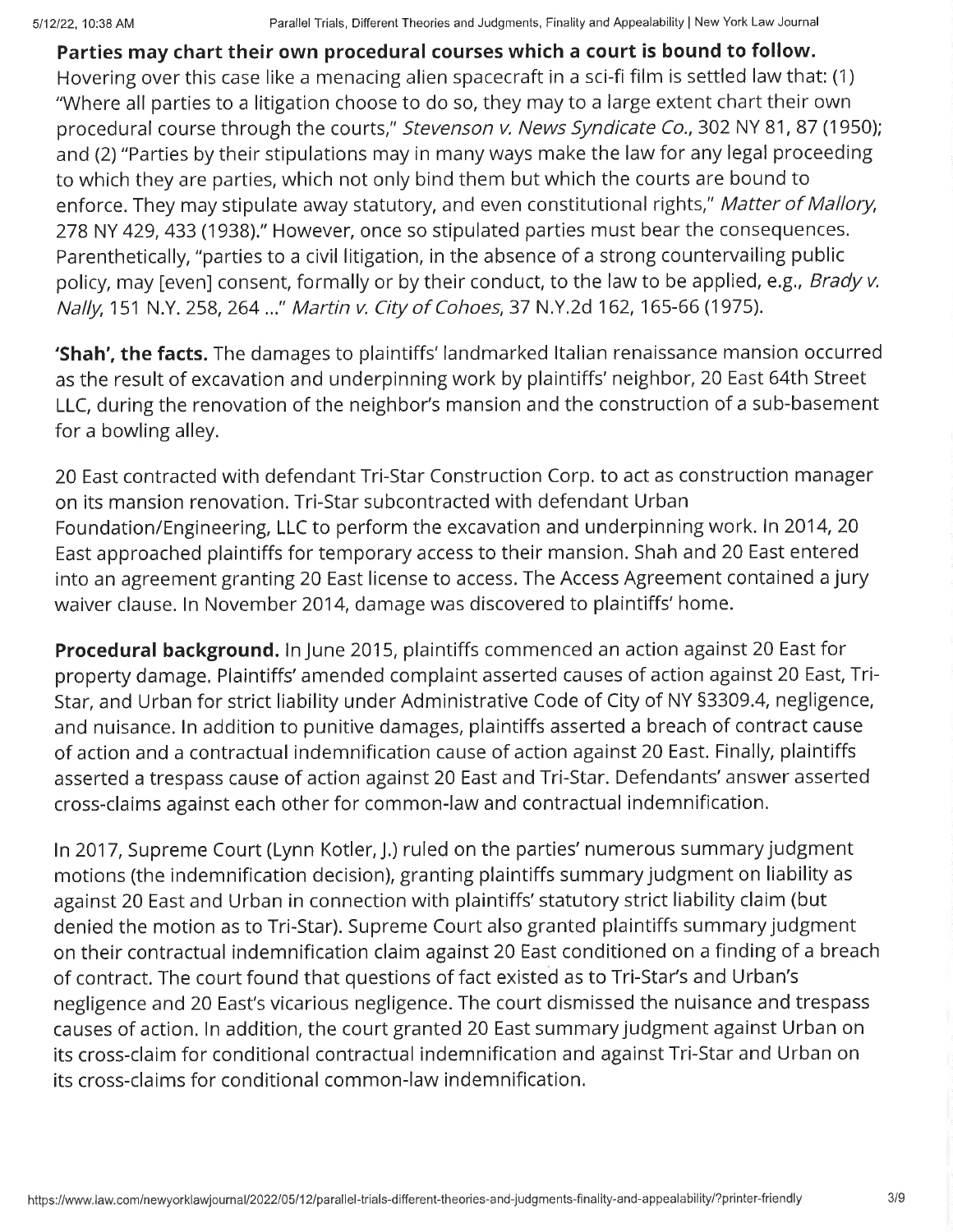**Parties may chart their own procedural courses which a court is bound to follow.** Hovering over this case like a menacing alien spacecraft in a sci-fi film is settled law that: (1) "Where all parties to a litigation choose to do so, they may to a large extent chart their own procedural course through the courts," *Stevenson v. News Syndicate Co.*, 302 NY 81, 87 (1950); and (2) "Parties by their stipulations may in many ways make the law for any legal proceeding to which they are parties, which not only bind them but which the courts are bound to enforce. They may stipulate away statutory, and even constitutional rights," *Matter of Mallory*, 278 NY 429, 433 (1938)." However, once so stipulated parties must bear the consequences. Parenthetically, "parties to a civil litigation, in the absence of a strong countervailing public policy, may [even] consent, formally or by their conduct, to the law to be applied, e.g., *Brady v. Nally*, 151 N.Y. 258, 264 ..." *Martin v. City of Cohoes*, 37 N.Y.2d 162, 165-66 (1975).

**'Shah', the facts.** The damages to plaintiffs' landmarked Italian renaissance mansion occurred as the result of excavation and underpinning work by plaintiffs' neighbor, 20 East 64th Street LLC, during the renovation of the neighbor's mansion and the construction of a sub-basement for a bowling alley.

20 East contracted with defendant Tri-Star Construction Corp. to act as construction manager on its mansion renovation. Tri-Star subcontracted with defendant Urban Foundation/Engineering, LLC to perform the excavation and underpinning work. In 2014, 20 East approached plaintiffs for temporary access to their mansion. Shah and 20 East entered into an agreement granting 20 East license to access. The Access Agreement contained a jury waiver clause. In November 2014, damage was discovered to plaintiffs' home.

**Procedural background.** In June 2015, plaintiffs commenced an action against 20 East for property damage. Plaintiffs' amended complaint asserted causes of action against 20 East, Tri-Star, and Urban for strict liability under Administrative Code of City of NY §3309.4, negligence, and nuisance. In addition to punitive damages, plaintiffs asserted a breach of contract cause of action and a contractual indemnification cause of action against 20 East. Finally, plaintiffs asserted a trespass cause of action against 20 East and Tri-Star. Defendants' answer asserted cross-claims against each other for common-law and contractual indemnification.

In 2017, Supreme Court (Lynn Kotler, J.) ruled on the parties' numerous summary judgment motions (the indemnification decision), granting plaintiffs summary judgment on liability as against 20 East and Urban in connection with plaintiffs' statutory strict liability claim (but denied the motion as to Tri-Star). Supreme Court also granted plaintiffs summary judgment on their contractual indemnification claim against 20 East conditioned on a finding of a breach of contract. The court found that questions of fact existed as to Tri-Star's and Urban's negligence and 20 East's vicarious negligence. The court dismissed the nuisance and trespass causes of action. In addition, the court granted 20 East summary judgment against Urban on its cross-claim for conditional contractual indemnification and against Tri-Star and Urban on its cross-claims for conditional common-law indemnification.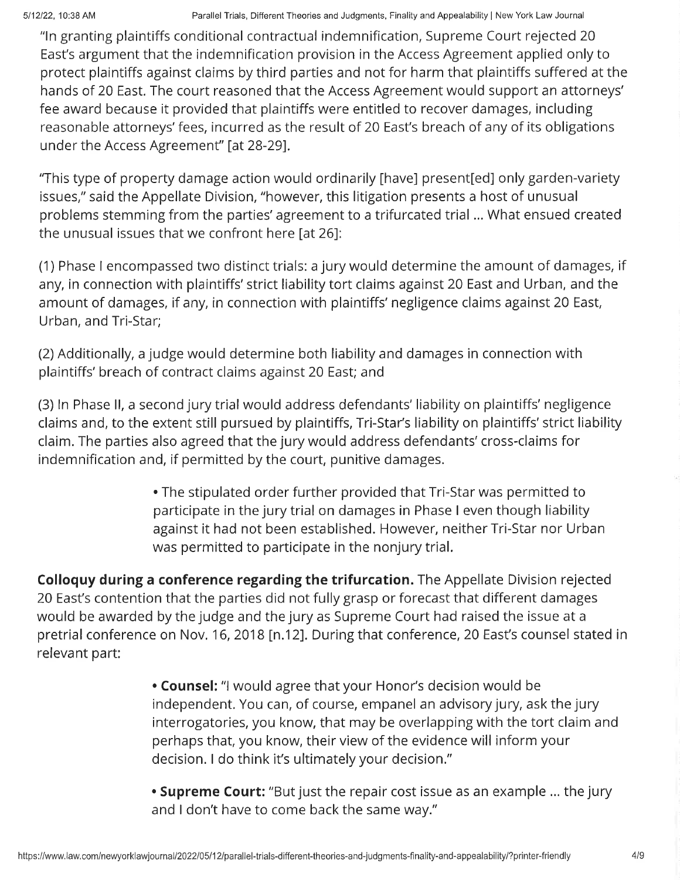"In granting plaintiffs conditional contractual indemnification, Supreme Court rejected 20 East's argument that the indemnification provision in the Access Agreement applied only to protect plaintiffs against claims by third parties and not for harm that plaintiffs suffered at the hands of 20 East. The court reasoned that the Access Agreement would support an attorneys' fee award because it provided that plaintiffs were entitled to recover damages, including reasonable attorneys' fees, incurred as the result of 20 East's breach of any of its obligations under the Access Agreement" [at 28-29].

"This type of property damage action would ordinarily [have] present[ed] only garden-variety issues," said the Appellate Division, "however, this litigation presents a host of unusual problems stemming from the parties' agreement to a trifurcated trial ... What ensued created the unusual issues that we confront here [at 26]:

(1) Phase I encompassed two distinct trials: a jury would determine the amount of damages, if any, in connection with plaintiffs' strict liability tort claims against 20 East and Urban, and the amount of damages, if any, in connection with plaintiffs' negligence claims against 20 East, Urban, and Tri-Star;

(2) Additionally, a judge would determine both liability and damages in connection with plaintiffs' breach of contract claims against 20 East; and

(3) In Phase II, a second jury trial would address defendants' liability on plaintiffs' negligence claims and, to the extent still pursued by plaintiffs, Tri-Star's liability on plaintiffs' strict liability claim. The parties also agreed that the jury would address defendants' cross-claims for indemnification and, if permitted by the court, punitive damages.

- The stipulated order further provided that Tri-Star was permitted to participate in the jury trial on damages in Phase I even though liability against it had not been established. However, neither Tri-Star nor Urban was permitted to participate in the nonjury trial.

**Colloquy during a conference regarding the trifurcation.** The Appellate Division rejected 20 East's contention that the parties did not fully grasp or forecast that different damages would be awarded by the judge and the jury as Supreme Court had raised the issue at a pretrial conference on Nov. 16, 2018 [n.12]. During that conference, 20 East's counsel stated in relevant part:

- **Counsel:** "I would agree that your Honor's decision would be independent. You can, of course, empanel an advisory jury, ask the jury interrogatories, you know, that may be overlapping with the tort claim and perhaps that, you know, their view of the evidence will inform your decision. I do think it's ultimately your decision."

- **Supreme Court:** "But just the repair cost issue as an example ... the jury and I don't have to come back the same way."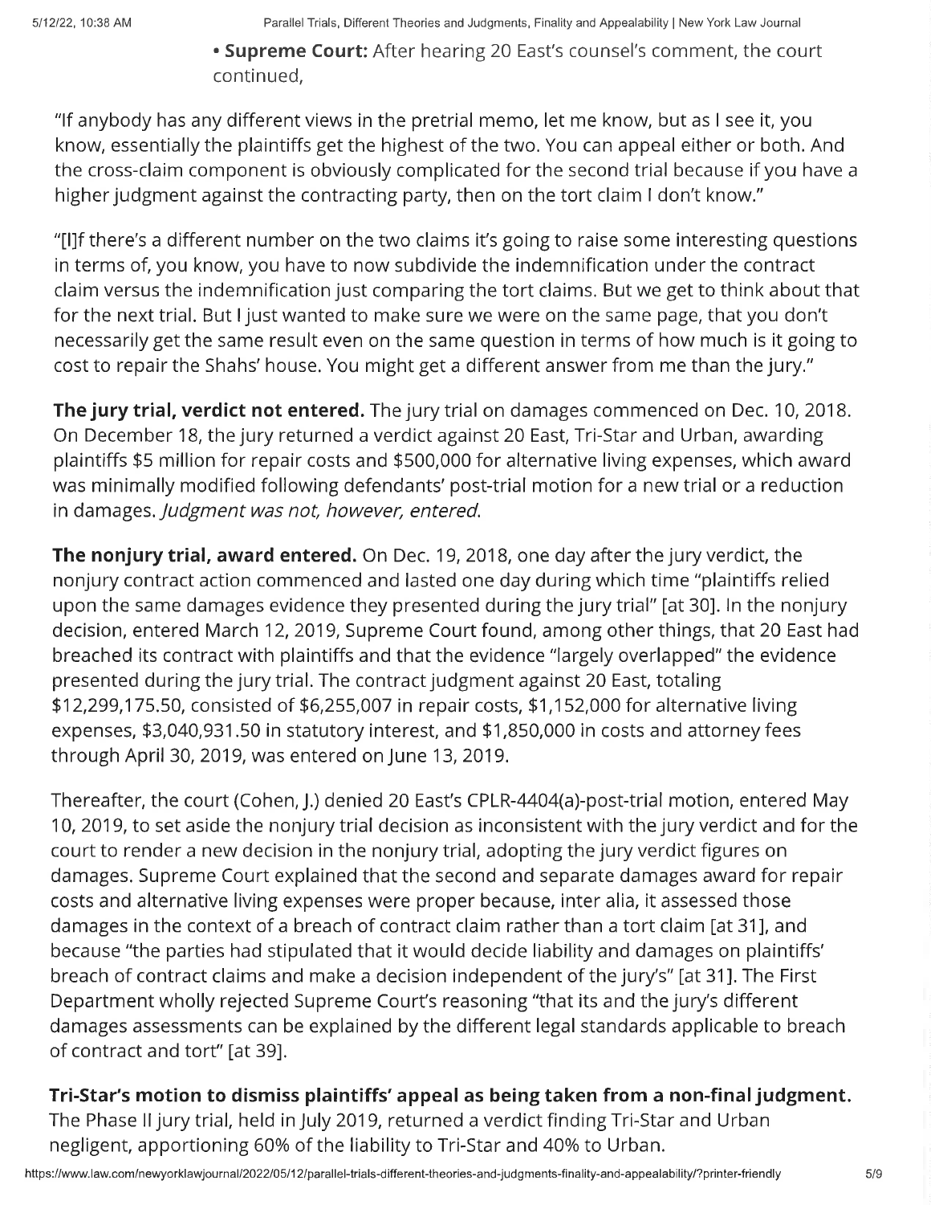- **Supreme Court:** After hearing 20 East's counsel's comment, the court continued,

"If anybody has any different views in the pretrial memo, let me know, but as I see it, you know, essentially the plaintiffs get the highest of the two. You can appeal either or both. And the cross-claim component is obviously complicated for the second trial because if you have a higher judgment against the contracting party, then on the tort claim I don't know."

"[I]f there's a different number on the two claims it's going to raise some interesting questions in terms of, you know, you have to now subdivide the indemnification under the contract claim versus the indemnification just comparing the tort claims. But we get to think about that for the next trial. But I just wanted to make sure we were on the same page, that you don't necessarily get the same result even on the same question in terms of how much is it going to cost to repair the Shahs' house. You might get a different answer from me than the jury."

**The jury trial, verdict not entered.** The jury trial on damages commenced on Dec. 10, 2018. On December 18, the jury returned a verdict against 20 East, Tri-Star and Urban, awarding plaintiffs $5 million for repair costs and $500,000 for alternative living expenses, which award was minimally modified following defendants' post-trial motion for a new trial or a reduction in damages. *Judgment was not, however, entered.*

**The nonjury trial, award entered.** On Dec. 19, 2018, one day after the jury verdict, the nonjury contract action commenced and lasted one day during which time "plaintiffs relied upon the same damages evidence they presented during the jury trial" [at 30]. In the nonjury decision, entered March 12, 2019, Supreme Court found, among other things, that 20 East had breached its contract with plaintiffs and that the evidence "largely overlapped" the evidence presented during the jury trial. The contract judgment against 20 East, totaling $12,299,175.50, consisted of $6,255,007 in repair costs, $1,152,000 for alternative living expenses, $3,040,931.50 in statutory interest, and $1,850,000 in costs and attorney fees through April 30, 2019, was entered on June 13, 2019.

Thereafter, the court (Cohen, J.) denied 20 East's CPLR-4404(a)-post-trial motion, entered May 10, 2019, to set aside the nonjury trial decision as inconsistent with the jury verdict and for the court to render a new decision in the nonjury trial, adopting the jury verdict figures on damages. Supreme Court explained that the second and separate damages award for repair costs and alternative living expenses were proper because, inter alia, it assessed those damages in the context of a breach of contract claim rather than a tort claim [at 31], and because "the parties had stipulated that it would decide liability and damages on plaintiffs' breach of contract claims and make a decision independent of the jury's" [at 31]. The First Department wholly rejected Supreme Court's reasoning "that its and the jury's different damages assessments can be explained by the different legal standards applicable to breach of contract and tort" [at 39].

**Tri-Star's motion to dismiss plaintiffs' appeal as being taken from a non-final judgment.** The Phase II jury trial, held in July 2019, returned a verdict finding Tri-Star and Urban negligent, apportioning 60% of the liability to Tri-Star and 40% to Urban.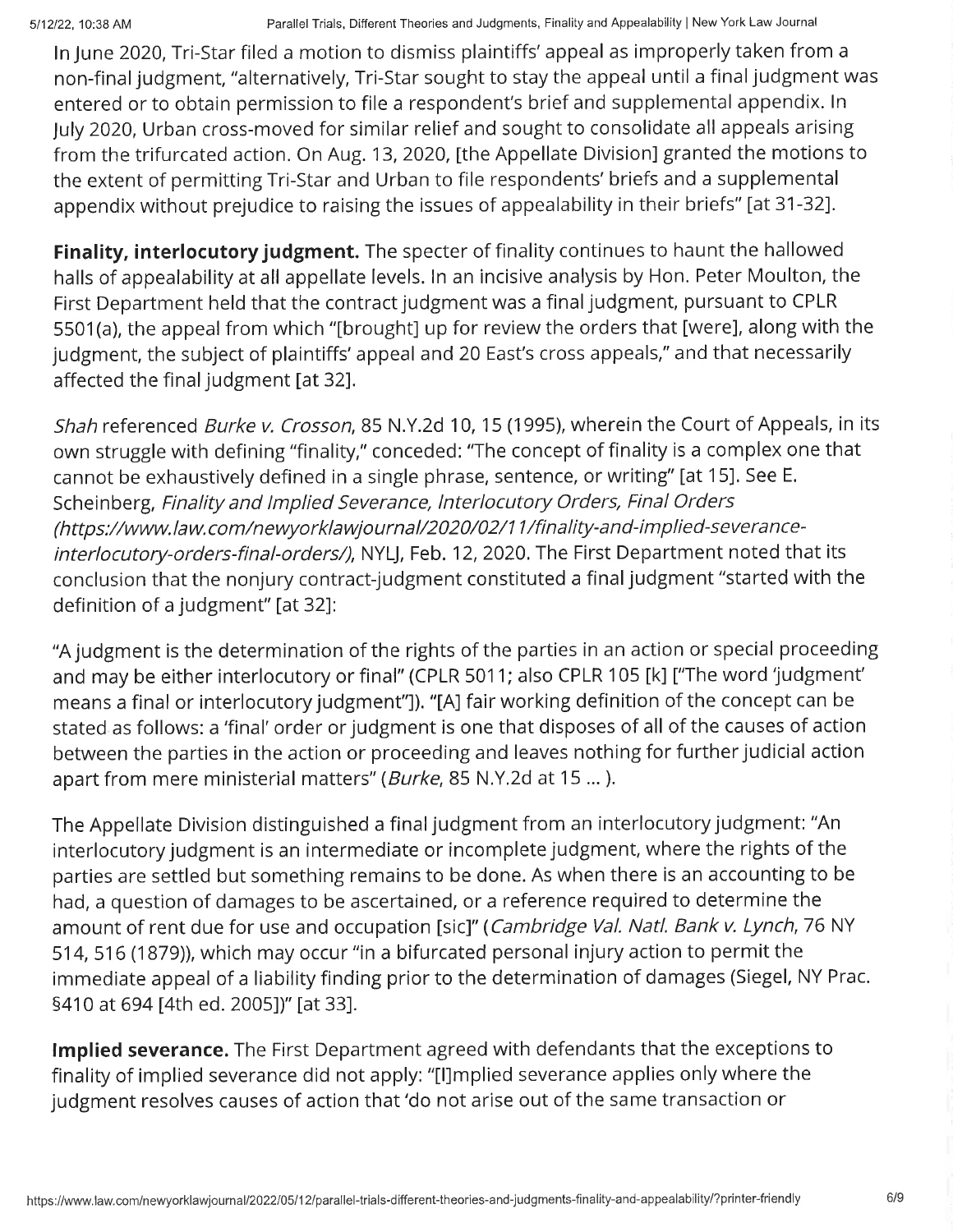In June 2020, Tri-Star filed a motion to dismiss plaintiffs' appeal as improperly taken from a non-final judgment, "alternatively, Tri-Star sought to stay the appeal until a final judgment was entered or to obtain permission to file a respondent's brief and supplemental appendix. In July 2020, Urban cross-moved for similar relief and sought to consolidate all appeals arising from the trifurcated action. On Aug. 13, 2020, [the Appellate Division] granted the motions to the extent of permitting Tri-Star and Urban to file respondents' briefs and a supplemental appendix without prejudice to raising the issues of appealability in their briefs" [at 31-32].

**Finality, interlocutory judgment.** The specter of finality continues to haunt the hallowed halls of appealability at all appellate levels. In an incisive analysis by Hon. Peter Moulton, the First Department held that the contract judgment was a final judgment, pursuant to CPLR 5501(a), the appeal from which "[brought] up for review the orders that [were], along with the judgment, the subject of plaintiffs' appeal and 20 East's cross appeals," and that necessarily affected the final judgment [at 32].

*Shah* referenced *Burke v. Crosson*, 85 N.Y.2d 10, 15 (1995), wherein the Court of Appeals, in its own struggle with defining "finality," conceded: "The concept of finality is a complex one that cannot be exhaustively defined in a single phrase, sentence, or writing" [at 15]. See E. Scheinberg, *Finality and Implied Severance, Interlocutory Orders, Final Orders (https://www.law.com/newyorklawjournal/2020/02/11/finality-and-implied-severance-interlocutory-orders-final-orders/)*, NYLJ, Feb. 12, 2020. The First Department noted that its conclusion that the nonjury contract-judgment constituted a final judgment "started with the definition of a judgment" [at 32]:

"A judgment is the determination of the rights of the parties in an action or special proceeding and may be either interlocutory or final" (CPLR 5011; also CPLR 105 [k] ["The word 'judgment' means a final or interlocutory judgment"]). "[A] fair working definition of the concept can be stated as follows: a 'final' order or judgment is one that disposes of all of the causes of action between the parties in the action or proceeding and leaves nothing for further judicial action apart from mere ministerial matters" (*Burke*, 85 N.Y.2d at 15 ... ).

The Appellate Division distinguished a final judgment from an interlocutory judgment: "An interlocutory judgment is an intermediate or incomplete judgment, where the rights of the parties are settled but something remains to be done. As when there is an accounting to be had, a question of damages to be ascertained, or a reference required to determine the amount of rent due for use and occupation [sic]" (*Cambridge Val. Natl. Bank v. Lynch*, 76 NY 514, 516 (1879)), which may occur "in a bifurcated personal injury action to permit the immediate appeal of a liability finding prior to the determination of damages (Siegel, NY Prac. §410 at 694 [4th ed. 2005])" [at 33].

**Implied severance.** The First Department agreed with defendants that the exceptions to finality of implied severance did not apply: "[I]mplied severance applies only where the judgment resolves causes of action that 'do not arise out of the same transaction or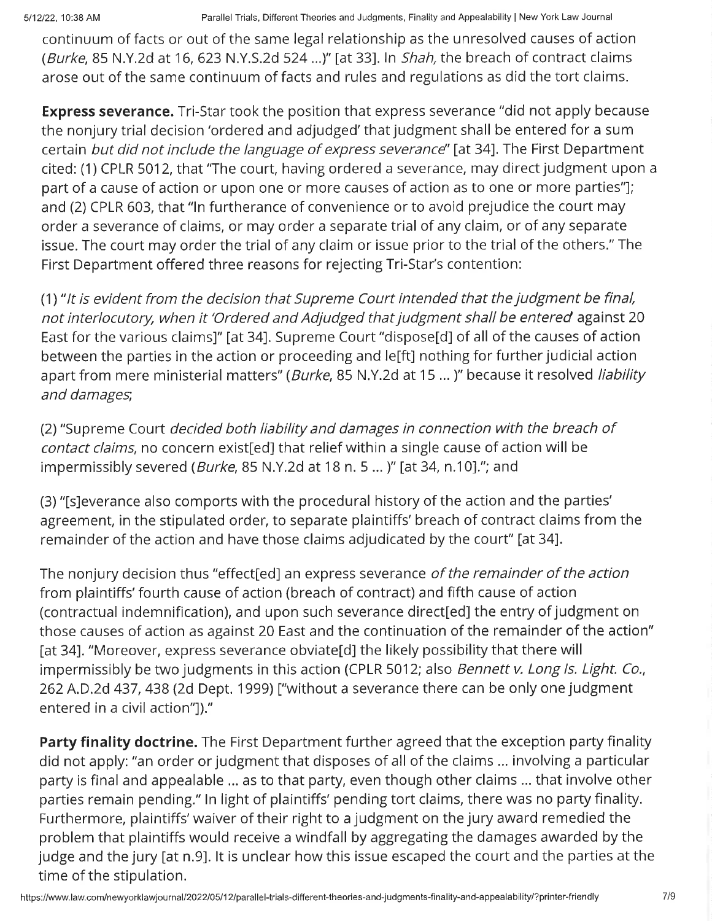continuum of facts or out of the same legal relationship as the unresolved causes of action (*Burke*, 85 N.Y.2d at 16, 623 N.Y.S.2d 524 ...)" [at 33]. In *Shah,* the breach of contract claims arose out of the same continuum of facts and rules and regulations as did the tort claims.

**Express severance.** Tri-Star took the position that express severance "did not apply because the nonjury trial decision 'ordered and adjudged' that judgment shall be entered for a sum certain *but did not include the language of express severance*" [at 34]. The First Department cited: (1) CPLR 5012, that "The court, having ordered a severance, may direct judgment upon a part of a cause of action or upon one or more causes of action as to one or more parties"]; and (2) CPLR 603, that "In furtherance of convenience or to avoid prejudice the court may order a severance of claims, or may order a separate trial of any claim, or of any separate issue. The court may order the trial of any claim or issue prior to the trial of the others." The First Department offered three reasons for rejecting Tri-Star's contention:

(1) "*It is evident from the decision that Supreme Court intended that the judgment be final, not interlocutory, when it 'Ordered and Adjudged that judgment shall be entered* against 20 East for the various claims]" [at 34]. Supreme Court "dispose[d] of all of the causes of action between the parties in the action or proceeding and le[ft] nothing for further judicial action apart from mere ministerial matters" (*Burke*, 85 N.Y.2d at 15 ... )" because it resolved *liability and damages*;

(2) "Supreme Court *decided both liability and damages in connection with the breach of contact claims*, no concern exist[ed] that relief within a single cause of action will be impermissibly severed (*Burke*, 85 N.Y.2d at 18 n. 5 ... )" [at 34, n.10]."; and

(3) "[s]everance also comports with the procedural history of the action and the parties' agreement, in the stipulated order, to separate plaintiffs' breach of contract claims from the remainder of the action and have those claims adjudicated by the court" [at 34].

The nonjury decision thus "effect[ed] an express severance *of the remainder of the action* from plaintiffs' fourth cause of action (breach of contract) and fifth cause of action (contractual indemnification), and upon such severance direct[ed] the entry of judgment on those causes of action as against 20 East and the continuation of the remainder of the action" [at 34]. "Moreover, express severance obviate[d] the likely possibility that there will impermissibly be two judgments in this action (CPLR 5012; also *Bennett v. Long Is. Light. Co.*, 262 A.D.2d 437, 438 (2d Dept. 1999) ["without a severance there can be only one judgment entered in a civil action"])."

**Party finality doctrine.** The First Department further agreed that the exception party finality did not apply: "an order or judgment that disposes of all of the claims ... involving a particular party is final and appealable ... as to that party, even though other claims ... that involve other parties remain pending." In light of plaintiffs' pending tort claims, there was no party finality. Furthermore, plaintiffs' waiver of their right to a judgment on the jury award remedied the problem that plaintiffs would receive a windfall by aggregating the damages awarded by the judge and the jury [at n.9]. It is unclear how this issue escaped the court and the parties at the time of the stipulation.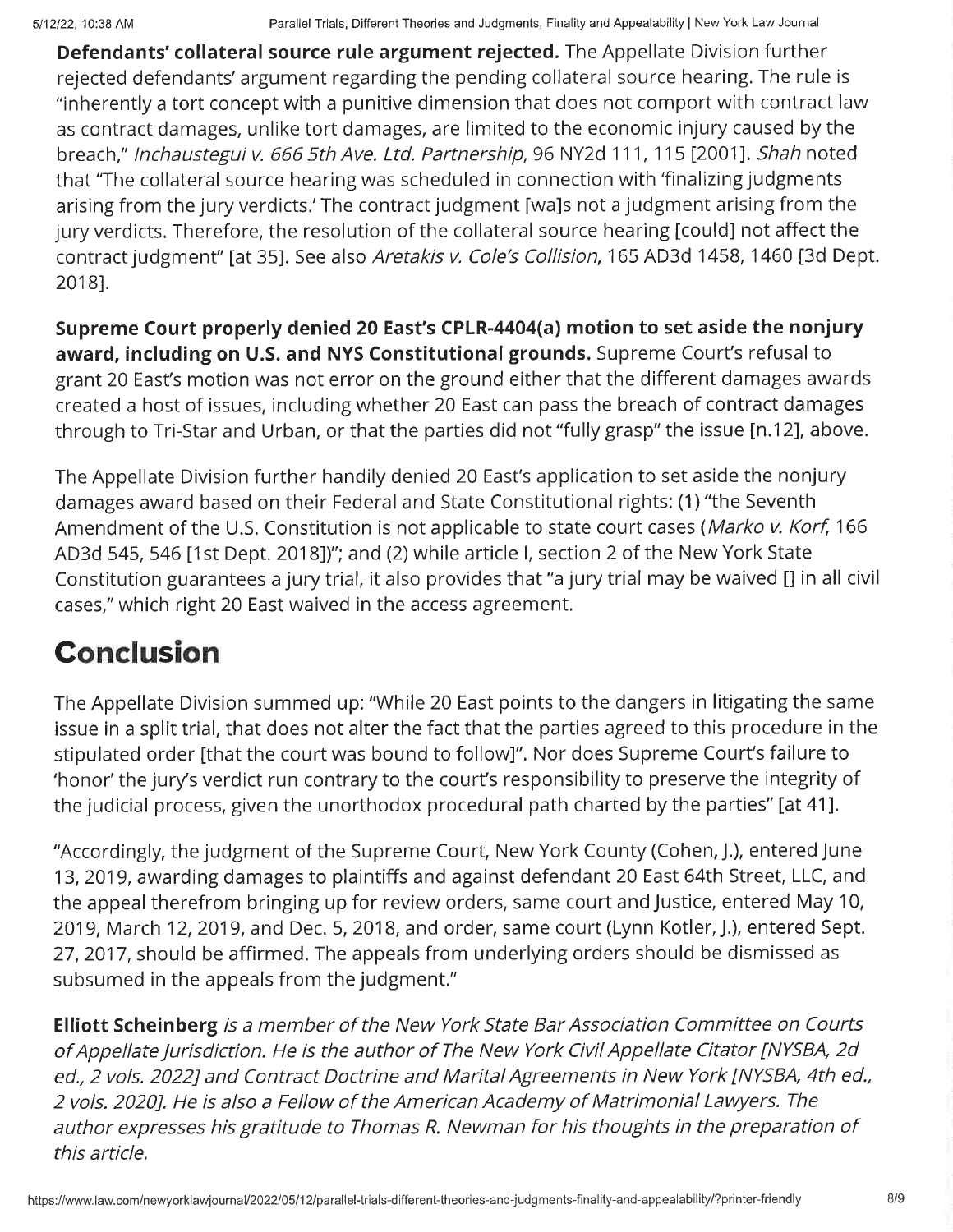**Defendants' collateral source rule argument rejected.** The Appellate Division further rejected defendants' argument regarding the pending collateral source hearing. The rule is "inherently a tort concept with a punitive dimension that does not comport with contract law as contract damages, unlike tort damages, are limited to the economic injury caused by the breach," *Inchaustegui v. 666 5th Ave. Ltd. Partnership*, 96 NY2d 111, 115 [2001]. *Shah* noted that "The collateral source hearing was scheduled in connection with 'finalizing judgments arising from the jury verdicts.' The contract judgment [wa]s not a judgment arising from the jury verdicts. Therefore, the resolution of the collateral source hearing [could] not affect the contract judgment" [at 35]. See also *Aretakis v. Cole's Collision*, 165 AD3d 1458, 1460 [3d Dept. 2018].

**Supreme Court properly denied 20 East's CPLR-4404(a) motion to set aside the nonjury award, including on U.S. and NYS Constitutional grounds.** Supreme Court's refusal to grant 20 East's motion was not error on the ground either that the different damages awards created a host of issues, including whether 20 East can pass the breach of contract damages through to Tri-Star and Urban, or that the parties did not "fully grasp" the issue [n.12], above.

The Appellate Division further handily denied 20 East's application to set aside the nonjury damages award based on their Federal and State Constitutional rights: (1) "the Seventh Amendment of the U.S. Constitution is not applicable to state court cases (*Marko v. Korf*, 166 AD3d 545, 546 [1st Dept. 2018])"; and (2) while article I, section 2 of the New York State Constitution guarantees a jury trial, it also provides that "a jury trial may be waived [] in all civil cases," which right 20 East waived in the access agreement.

## Conclusion

The Appellate Division summed up: "While 20 East points to the dangers in litigating the same issue in a split trial, that does not alter the fact that the parties agreed to this procedure in the stipulated order [that the court was bound to follow]". Nor does Supreme Court's failure to 'honor' the jury's verdict run contrary to the court's responsibility to preserve the integrity of the judicial process, given the unorthodox procedural path charted by the parties" [at 41].

"Accordingly, the judgment of the Supreme Court, New York County (Cohen, J.), entered June 13, 2019, awarding damages to plaintiffs and against defendant 20 East 64th Street, LLC, and the appeal therefrom bringing up for review orders, same court and Justice, entered May 10, 2019, March 12, 2019, and Dec. 5, 2018, and order, same court (Lynn Kotler, J.), entered Sept. 27, 2017, should be affirmed. The appeals from underlying orders should be dismissed as subsumed in the appeals from the judgment."

**Elliott Scheinberg** *is a member of the New York State Bar Association Committee on Courts of Appellate Jurisdiction. He is the author of The New York Civil Appellate Citator [NYSBA, 2d ed., 2 vols. 2022] and Contract Doctrine and Marital Agreements in New York [NYSBA, 4th ed., 2 vols. 2020]. He is also a Fellow of the American Academy of Matrimonial Lawyers. The author expresses his gratitude to Thomas R. Newman for his thoughts in the preparation of this article.*